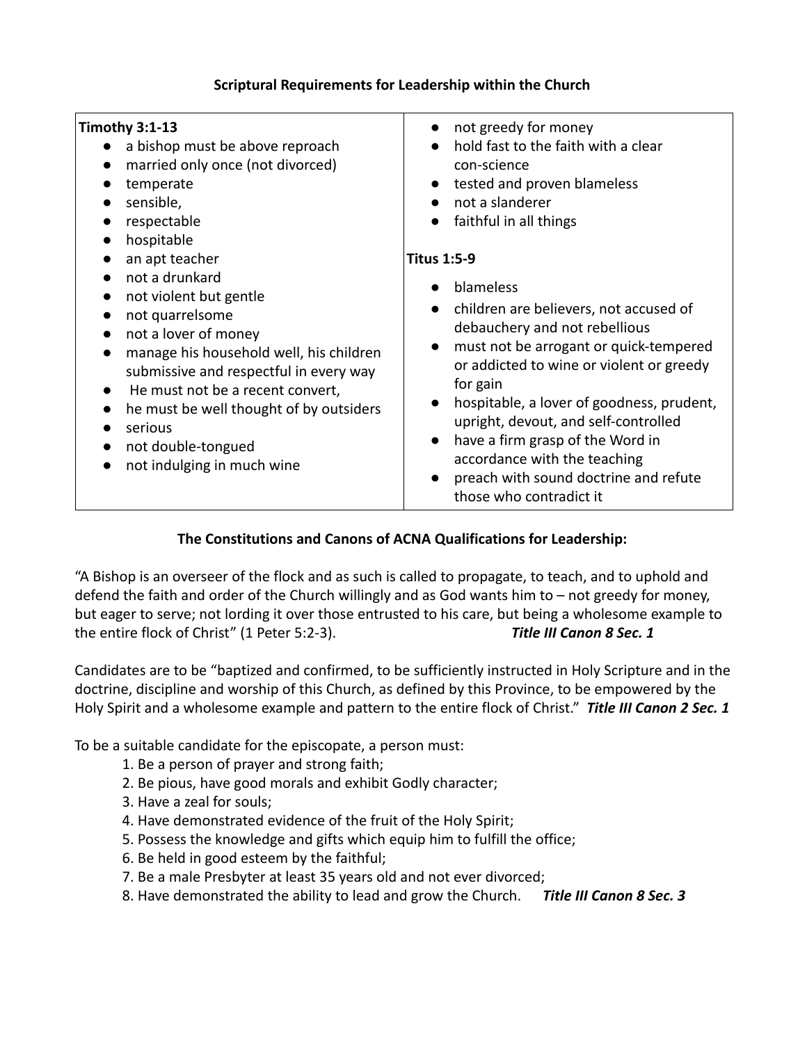## Scriptural Requirements for Leadership within the Church

| **Timothy 3:1-13** | |
|---|---|
| • a bishop must be above reproach<br>• married only once (not divorced)<br>• temperate<br>• sensible,<br>• respectable<br>• hospitable<br>• an apt teacher<br>• not a drunkard<br>• not violent but gentle<br>• not quarrelsome<br>• not a lover of money<br>• manage his household well, his children submissive and respectful in every way<br>• He must not be a recent convert,<br>• he must be well thought of by outsiders<br>• serious<br>• not double-tongued<br>• not indulging in much wine | • not greedy for money<br>• hold fast to the faith with a clear con-science<br>• tested and proven blameless<br>• not a slanderer<br>• faithful in all things<br><br>**Titus 1:5-9**<br><br>• blameless<br>• children are believers, not accused of debauchery and not rebellious<br>• must not be arrogant or quick-tempered or addicted to wine or violent or greedy for gain<br>• hospitable, a lover of goodness, prudent, upright, devout, and self-controlled<br>• have a firm grasp of the Word in accordance with the teaching<br>• preach with sound doctrine and refute those who contradict it |

## The Constitutions and Canons of ACNA Qualifications for Leadership:

"A Bishop is an overseer of the flock and as such is called to propagate, to teach, and to uphold and defend the faith and order of the Church willingly and as God wants him to – not greedy for money, but eager to serve; not lording it over those entrusted to his care, but being a wholesome example to the entire flock of Christ" (1 Peter 5:2-3). ***Title III Canon 8 Sec. 1***

Candidates are to be "baptized and confirmed, to be sufficiently instructed in Holy Scripture and in the doctrine, discipline and worship of this Church, as defined by this Province, to be empowered by the Holy Spirit and a wholesome example and pattern to the entire flock of Christ." ***Title III Canon 2 Sec. 1***

To be a suitable candidate for the episcopate, a person must:

1. Be a person of prayer and strong faith;
2. Be pious, have good morals and exhibit Godly character;
3. Have a zeal for souls;
4. Have demonstrated evidence of the fruit of the Holy Spirit;
5. Possess the knowledge and gifts which equip him to fulfill the office;
6. Be held in good esteem by the faithful;
7. Be a male Presbyter at least 35 years old and not ever divorced;
8. Have demonstrated the ability to lead and grow the Church. ***Title III Canon 8 Sec. 3***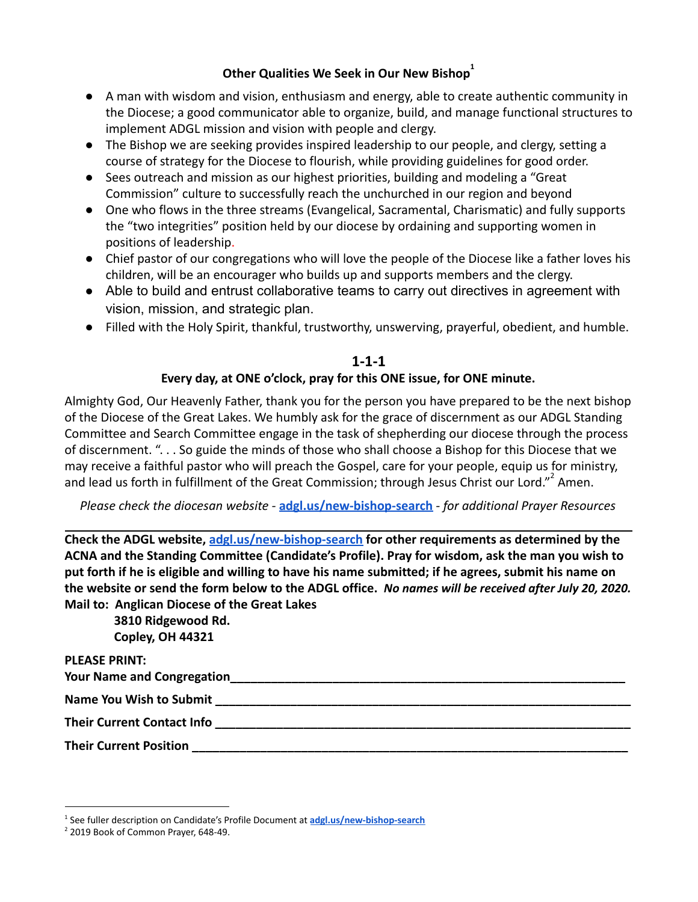## Other Qualities We Seek in Our New Bishop[1]

- A man with wisdom and vision, enthusiasm and energy, able to create authentic community in the Diocese; a good communicator able to organize, build, and manage functional structures to implement ADGL mission and vision with people and clergy.
- The Bishop we are seeking provides inspired leadership to our people, and clergy, setting a course of strategy for the Diocese to flourish, while providing guidelines for good order.
- Sees outreach and mission as our highest priorities, building and modeling a "Great Commission" culture to successfully reach the unchurched in our region and beyond
- One who flows in the three streams (Evangelical, Sacramental, Charismatic) and fully supports the "two integrities" position held by our diocese by ordaining and supporting women in positions of leadership.
- Chief pastor of our congregations who will love the people of the Diocese like a father loves his children, will be an encourager who builds up and supports members and the clergy.
- Able to build and entrust collaborative teams to carry out directives in agreement with vision, mission, and strategic plan.
- Filled with the Holy Spirit, thankful, trustworthy, unswerving, prayerful, obedient, and humble.

## 1-1-1

**Every day, at ONE o'clock, pray for this ONE issue, for ONE minute.**

Almighty God, Our Heavenly Father, thank you for the person you have prepared to be the next bishop of the Diocese of the Great Lakes. We humbly ask for the grace of discernment as our ADGL Standing Committee and Search Committee engage in the task of shepherding our diocese through the process of discernment. ". . . So guide the minds of those who shall choose a Bishop for this Diocese that we may receive a faithful pastor who will preach the Gospel, care for your people, equip us for ministry, and lead us forth in fulfillment of the Great Commission; through Jesus Christ our Lord."[2] Amen.

*Please check the diocesan website -* **adgl.us/new-bishop-search** *- for additional Prayer Resources*

---

**Check the ADGL website, adgl.us/new-bishop-search for other requirements as determined by the ACNA and the Standing Committee (Candidate's Profile). Pray for wisdom, ask the man you wish to put forth if he is eligible and willing to have his name submitted; if he agrees, submit his name on the website or send the form below to the ADGL office.** ***No names will be received after July 20, 2020.***

**Mail to: Anglican Diocese of the Great Lakes**
**3810 Ridgewood Rd.**
**Copley, OH 44321**

**PLEASE PRINT:**

**Your Name and Congregation**______________________________________________

**Name You Wish to Submit** ______________________________________________

**Their Current Contact Info** ______________________________________________

**Their Current Position** ______________________________________________

[1] See fuller description on Candidate's Profile Document at **adgl.us/new-bishop-search**

[2] 2019 Book of Common Prayer, 648-49.